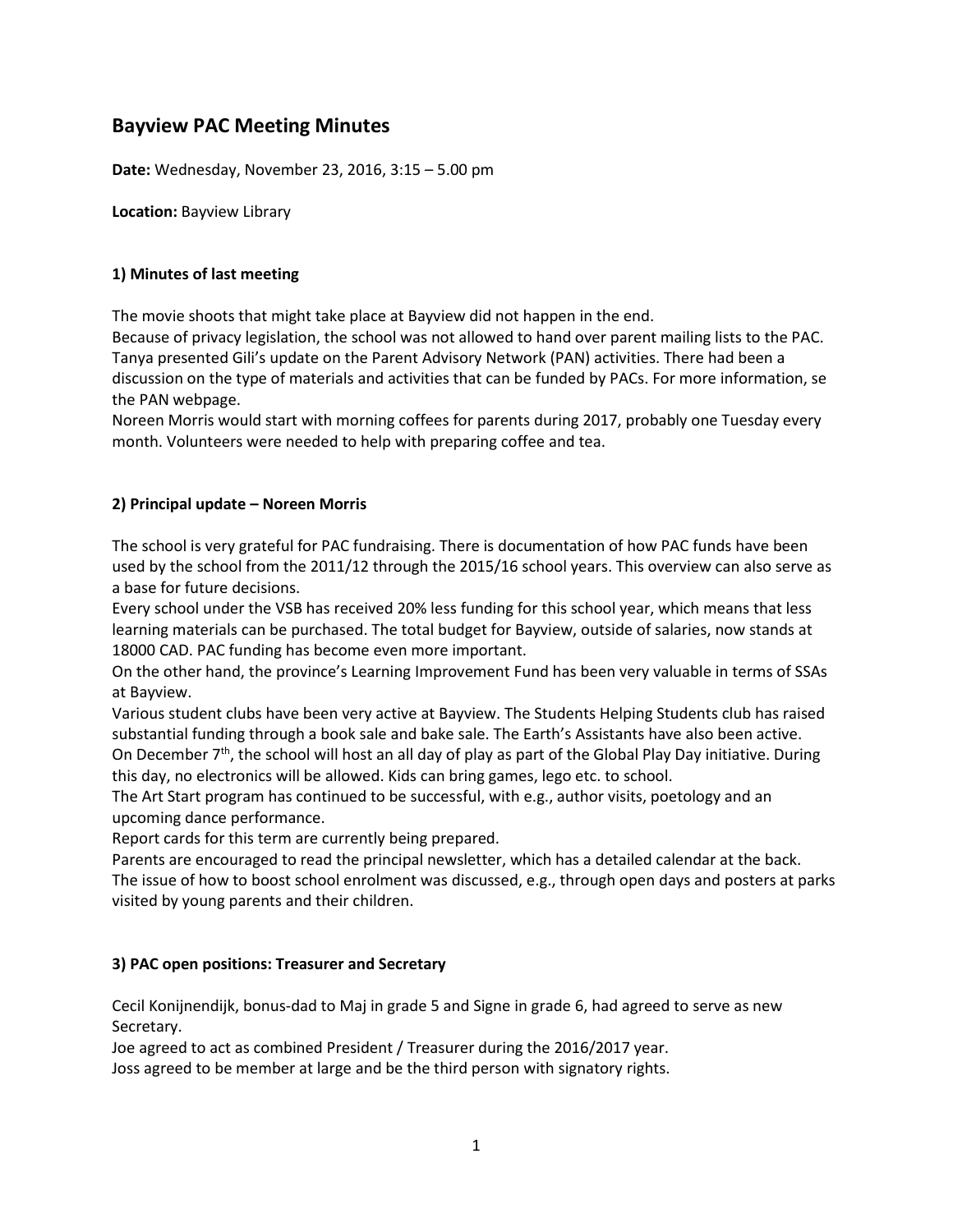# Bayview PAC Meeting Minutes

**Date:** Wednesday, November 23, 2016, 3:15 – 5.00 pm

**Location:** Bayview Library

### 1) Minutes of last meeting

The movie shoots that might take place at Bayview did not happen in the end.
Because of privacy legislation, the school was not allowed to hand over parent mailing lists to the PAC.
Tanya presented Gili's update on the Parent Advisory Network (PAN) activities. There had been a discussion on the type of materials and activities that can be funded by PACs. For more information, se the PAN webpage.
Noreen Morris would start with morning coffees for parents during 2017, probably one Tuesday every month. Volunteers were needed to help with preparing coffee and tea.

### 2) Principal update – Noreen Morris

The school is very grateful for PAC fundraising. There is documentation of how PAC funds have been used by the school from the 2011/12 through the 2015/16 school years. This overview can also serve as a base for future decisions.
Every school under the VSB has received 20% less funding for this school year, which means that less learning materials can be purchased. The total budget for Bayview, outside of salaries, now stands at 18000 CAD. PAC funding has become even more important.
On the other hand, the province's Learning Improvement Fund has been very valuable in terms of SSAs at Bayview.
Various student clubs have been very active at Bayview. The Students Helping Students club has raised substantial funding through a book sale and bake sale. The Earth's Assistants have also been active.
On December 7th, the school will host an all day of play as part of the Global Play Day initiative. During this day, no electronics will be allowed. Kids can bring games, lego etc. to school.
The Art Start program has continued to be successful, with e.g., author visits, poetology and an upcoming dance performance.
Report cards for this term are currently being prepared.
Parents are encouraged to read the principal newsletter, which has a detailed calendar at the back.
The issue of how to boost school enrolment was discussed, e.g., through open days and posters at parks visited by young parents and their children.

### 3) PAC open positions: Treasurer and Secretary

Cecil Konijnendijk, bonus-dad to Maj in grade 5 and Signe in grade 6, had agreed to serve as new Secretary.
Joe agreed to act as combined President / Treasurer during the 2016/2017 year.
Joss agreed to be member at large and be the third person with signatory rights.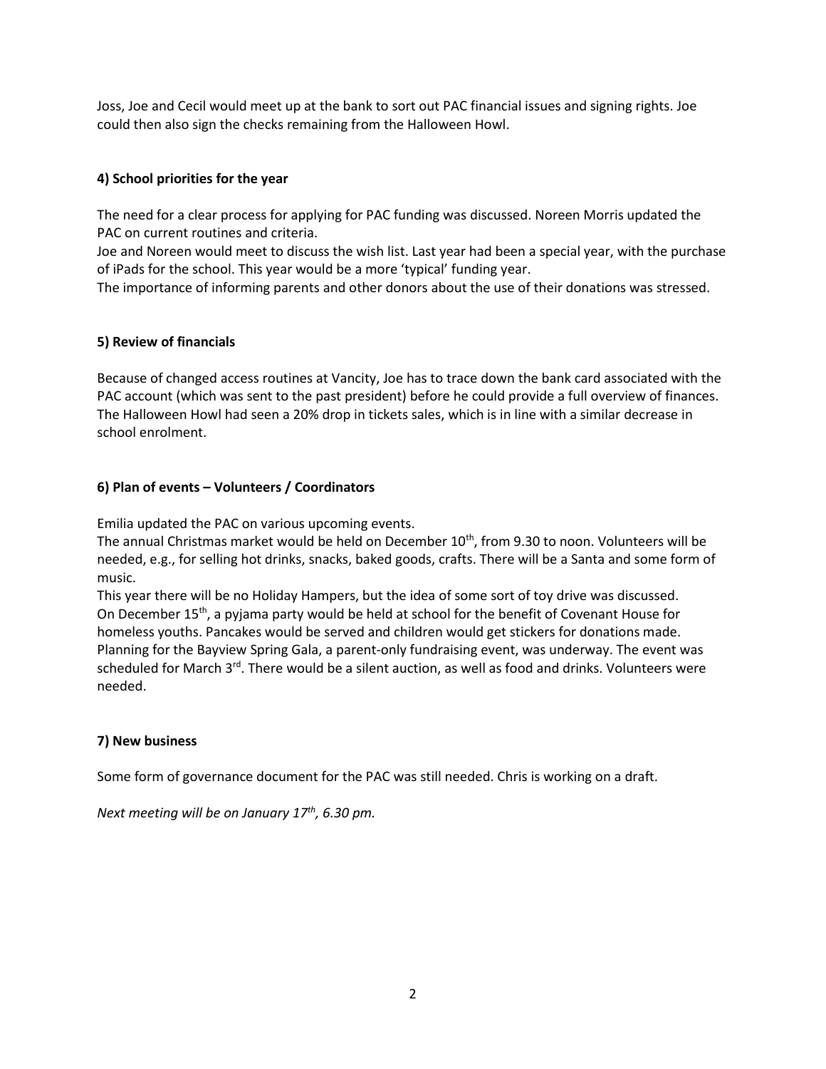Joss, Joe and Cecil would meet up at the bank to sort out PAC financial issues and signing rights. Joe could then also sign the checks remaining from the Halloween Howl.

**4) School priorities for the year**

The need for a clear process for applying for PAC funding was discussed. Noreen Morris updated the PAC on current routines and criteria.
Joe and Noreen would meet to discuss the wish list. Last year had been a special year, with the purchase of iPads for the school. This year would be a more 'typical' funding year.
The importance of informing parents and other donors about the use of their donations was stressed.

**5) Review of financials**

Because of changed access routines at Vancity, Joe has to trace down the bank card associated with the PAC account (which was sent to the past president) before he could provide a full overview of finances. The Halloween Howl had seen a 20% drop in tickets sales, which is in line with a similar decrease in school enrolment.

**6) Plan of events – Volunteers / Coordinators**

Emilia updated the PAC on various upcoming events.
The annual Christmas market would be held on December 10th, from 9.30 to noon. Volunteers will be needed, e.g., for selling hot drinks, snacks, baked goods, crafts. There will be a Santa and some form of music.
This year there will be no Holiday Hampers, but the idea of some sort of toy drive was discussed.
On December 15th, a pyjama party would be held at school for the benefit of Covenant House for homeless youths. Pancakes would be served and children would get stickers for donations made.
Planning for the Bayview Spring Gala, a parent-only fundraising event, was underway. The event was scheduled for March 3rd. There would be a silent auction, as well as food and drinks. Volunteers were needed.

**7) New business**

Some form of governance document for the PAC was still needed. Chris is working on a draft.

*Next meeting will be on January 17th, 6.30 pm.*